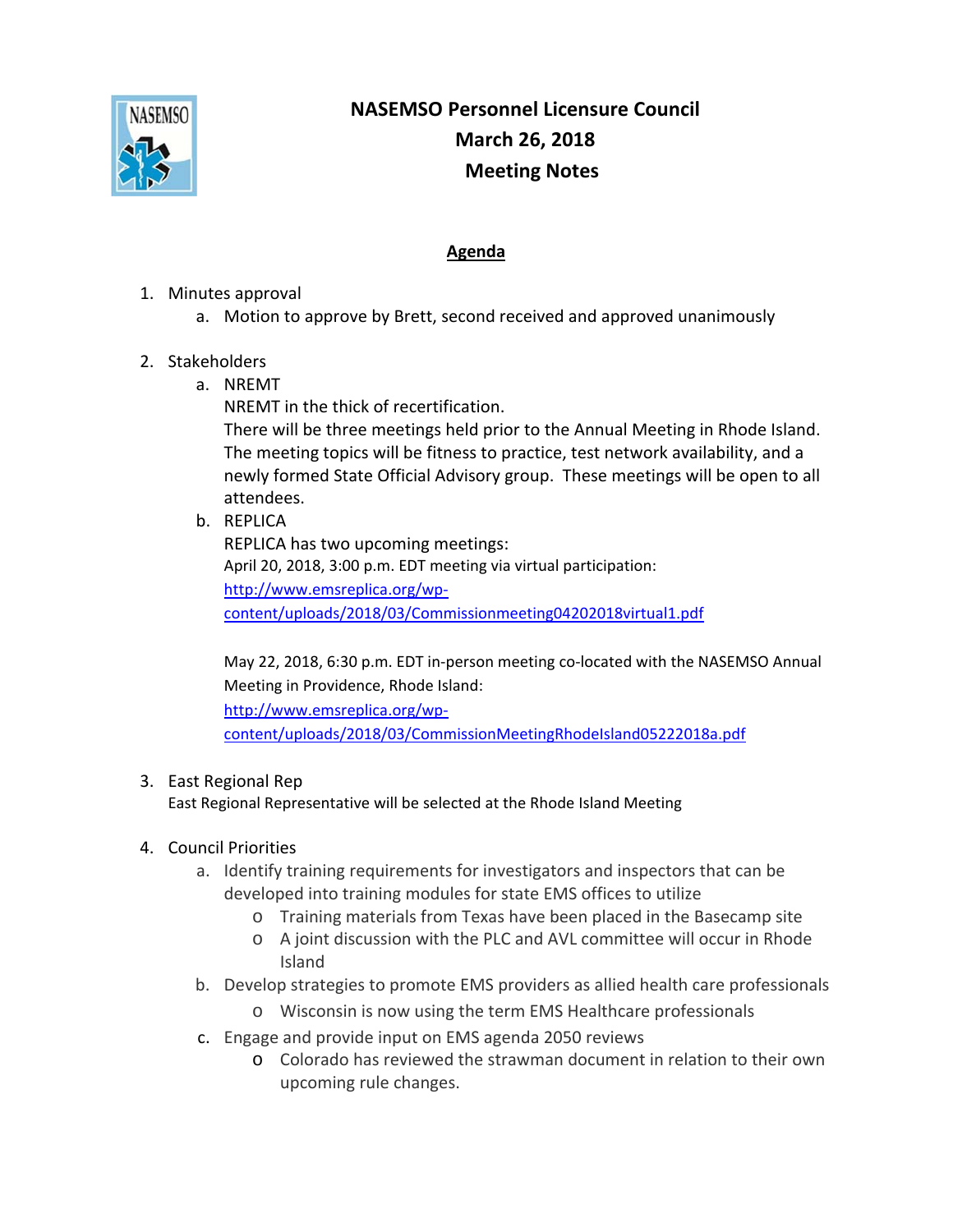# NASEMSO Personnel Licensure Council
## March 26, 2018
## Meeting Notes

### Agenda

1. Minutes approval
   a. Motion to approve by Brett, second received and approved unanimously

2. Stakeholders
   a. NREMT
      NREMT in the thick of recertification.
      There will be three meetings held prior to the Annual Meeting in Rhode Island. The meeting topics will be fitness to practice, test network availability, and a newly formed State Official Advisory group. These meetings will be open to all attendees.
   b. REPLICA
      REPLICA has two upcoming meetings:
      April 20, 2018, 3:00 p.m. EDT meeting via virtual participation:
      http://www.emsreplica.org/wp-content/uploads/2018/03/Commissionmeeting04202018virtual1.pdf

      May 22, 2018, 6:30 p.m. EDT in-person meeting co-located with the NASEMSO Annual Meeting in Providence, Rhode Island:
      http://www.emsreplica.org/wp-content/uploads/2018/03/CommissionMeetingRhodeIsland05222018a.pdf

3. East Regional Rep
   East Regional Representative will be selected at the Rhode Island Meeting

4. Council Priorities
   a. Identify training requirements for investigators and inspectors that can be developed into training modules for state EMS offices to utilize
      - Training materials from Texas have been placed in the Basecamp site
      - A joint discussion with the PLC and AVL committee will occur in Rhode Island
   b. Develop strategies to promote EMS providers as allied health care professionals
      - Wisconsin is now using the term EMS Healthcare professionals
   c. Engage and provide input on EMS agenda 2050 reviews
      - Colorado has reviewed the strawman document in relation to their own upcoming rule changes.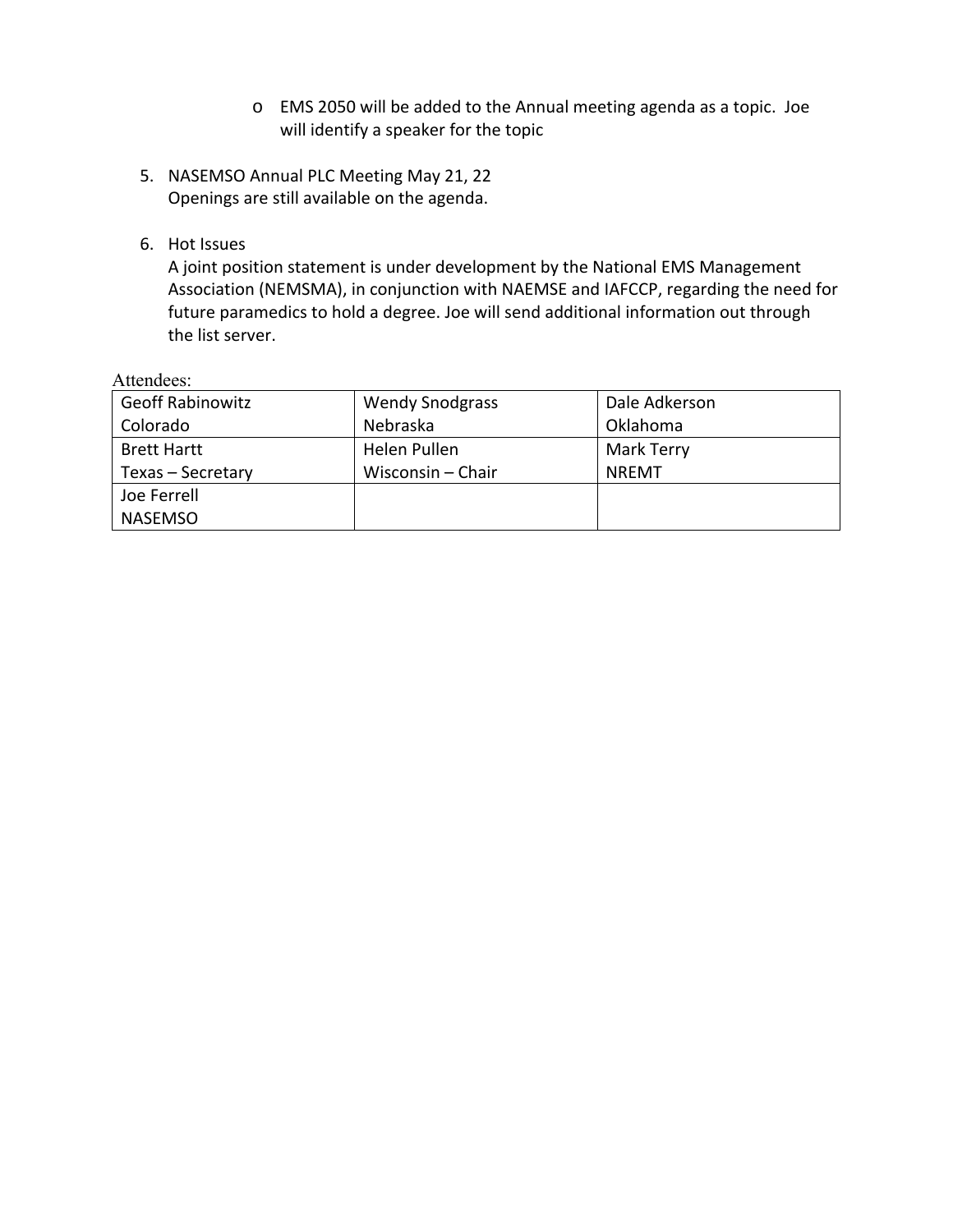- EMS 2050 will be added to the Annual meeting agenda as a topic. Joe will identify a speaker for the topic

5. NASEMSO Annual PLC Meeting May 21, 22
   Openings are still available on the agenda.

6. Hot Issues
   A joint position statement is under development by the National EMS Management Association (NEMSMA), in conjunction with NAEMSE and IAFCCP, regarding the need for future paramedics to hold a degree. Joe will send additional information out through the list server.

Attendees:

| | | |
|---|---|---|
| Geoff Rabinowitz<br>Colorado | Wendy Snodgrass<br>Nebraska | Dale Adkerson<br>Oklahoma |
| Brett Hartt<br>Texas – Secretary | Helen Pullen<br>Wisconsin – Chair | Mark Terry<br>NREMT |
| Joe Ferrell<br>NASEMSO | | |